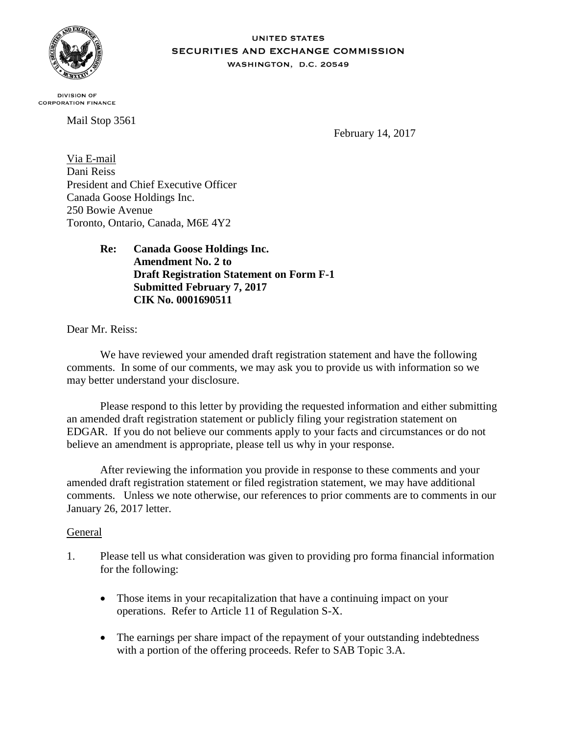UNITED STATES
SECURITIES AND EXCHANGE COMMISSION
WASHINGTON, D.C. 20549

DIVISION OF
CORPORATION FINANCE

Mail Stop 3561

February 14, 2017

Via E-mail
Dani Reiss
President and Chief Executive Officer
Canada Goose Holdings Inc.
250 Bowie Avenue
Toronto, Ontario, Canada, M6E 4Y2

**Re: Canada Goose Holdings Inc.**
**Amendment No. 2 to**
**Draft Registration Statement on Form F-1**
**Submitted February 7, 2017**
**CIK No. 0001690511**

Dear Mr. Reiss:

We have reviewed your amended draft registration statement and have the following comments. In some of our comments, we may ask you to provide us with information so we may better understand your disclosure.

Please respond to this letter by providing the requested information and either submitting an amended draft registration statement or publicly filing your registration statement on EDGAR. If you do not believe our comments apply to your facts and circumstances or do not believe an amendment is appropriate, please tell us why in your response.

After reviewing the information you provide in response to these comments and your amended draft registration statement or filed registration statement, we may have additional comments. Unless we note otherwise, our references to prior comments are to comments in our January 26, 2017 letter.

General

1. Please tell us what consideration was given to providing pro forma financial information for the following:

   - Those items in your recapitalization that have a continuing impact on your operations. Refer to Article 11 of Regulation S-X.

   - The earnings per share impact of the repayment of your outstanding indebtedness with a portion of the offering proceeds. Refer to SAB Topic 3.A.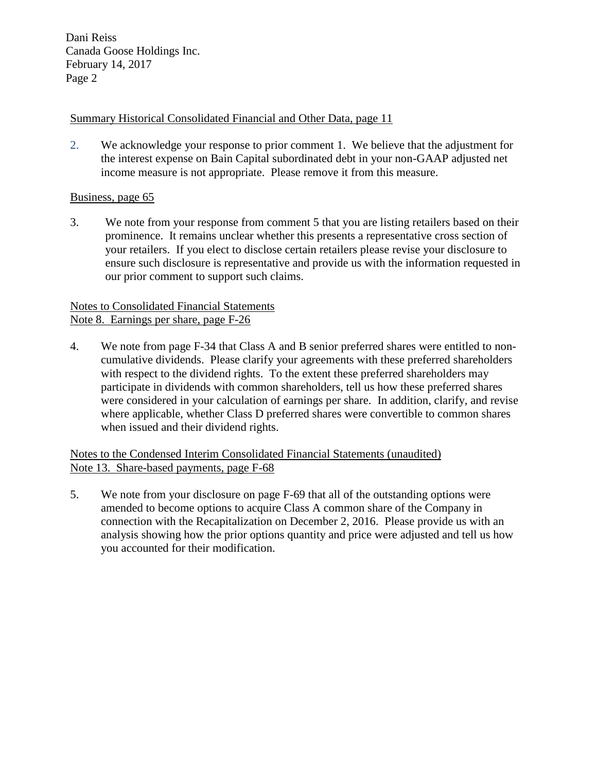Summary Historical Consolidated Financial and Other Data, page 11

2. We acknowledge your response to prior comment 1. We believe that the adjustment for the interest expense on Bain Capital subordinated debt in your non-GAAP adjusted net income measure is not appropriate. Please remove it from this measure.

Business, page 65

3. We note from your response from comment 5 that you are listing retailers based on their prominence. It remains unclear whether this presents a representative cross section of your retailers. If you elect to disclose certain retailers please revise your disclosure to ensure such disclosure is representative and provide us with the information requested in our prior comment to support such claims.

Notes to Consolidated Financial Statements
Note 8. Earnings per share, page F-26

4. We note from page F-34 that Class A and B senior preferred shares were entitled to non-cumulative dividends. Please clarify your agreements with these preferred shareholders with respect to the dividend rights. To the extent these preferred shareholders may participate in dividends with common shareholders, tell us how these preferred shares were considered in your calculation of earnings per share. In addition, clarify, and revise where applicable, whether Class D preferred shares were convertible to common shares when issued and their dividend rights.

Notes to the Condensed Interim Consolidated Financial Statements (unaudited)
Note 13. Share-based payments, page F-68

5. We note from your disclosure on page F-69 that all of the outstanding options were amended to become options to acquire Class A common share of the Company in connection with the Recapitalization on December 2, 2016. Please provide us with an analysis showing how the prior options quantity and price were adjusted and tell us how you accounted for their modification.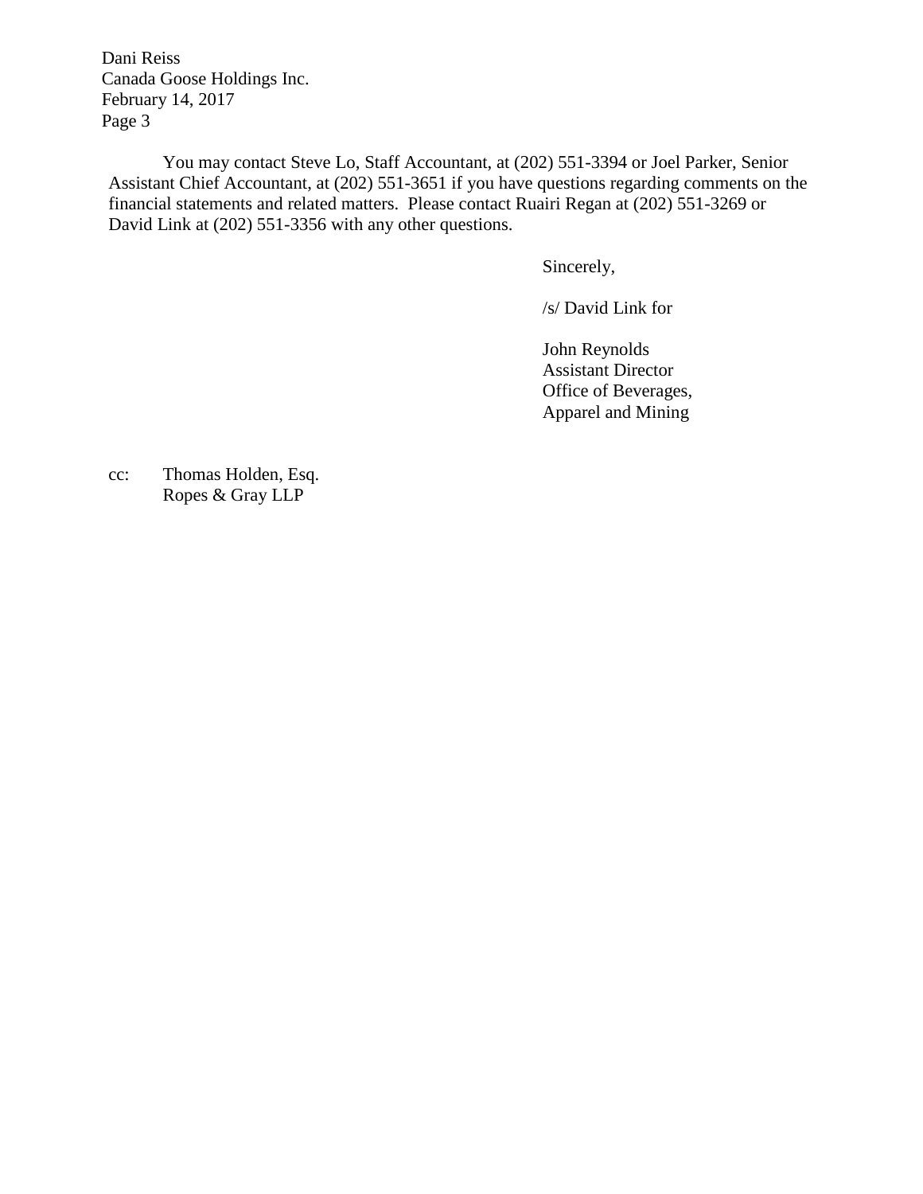You may contact Steve Lo, Staff Accountant, at (202) 551-3394 or Joel Parker, Senior Assistant Chief Accountant, at (202) 551-3651 if you have questions regarding comments on the financial statements and related matters. Please contact Ruairi Regan at (202) 551-3269 or David Link at (202) 551-3356 with any other questions.

Sincerely,

/s/ David Link for

John Reynolds  
Assistant Director  
Office of Beverages,  
Apparel and Mining

cc: Thomas Holden, Esq.  
Ropes & Gray LLP